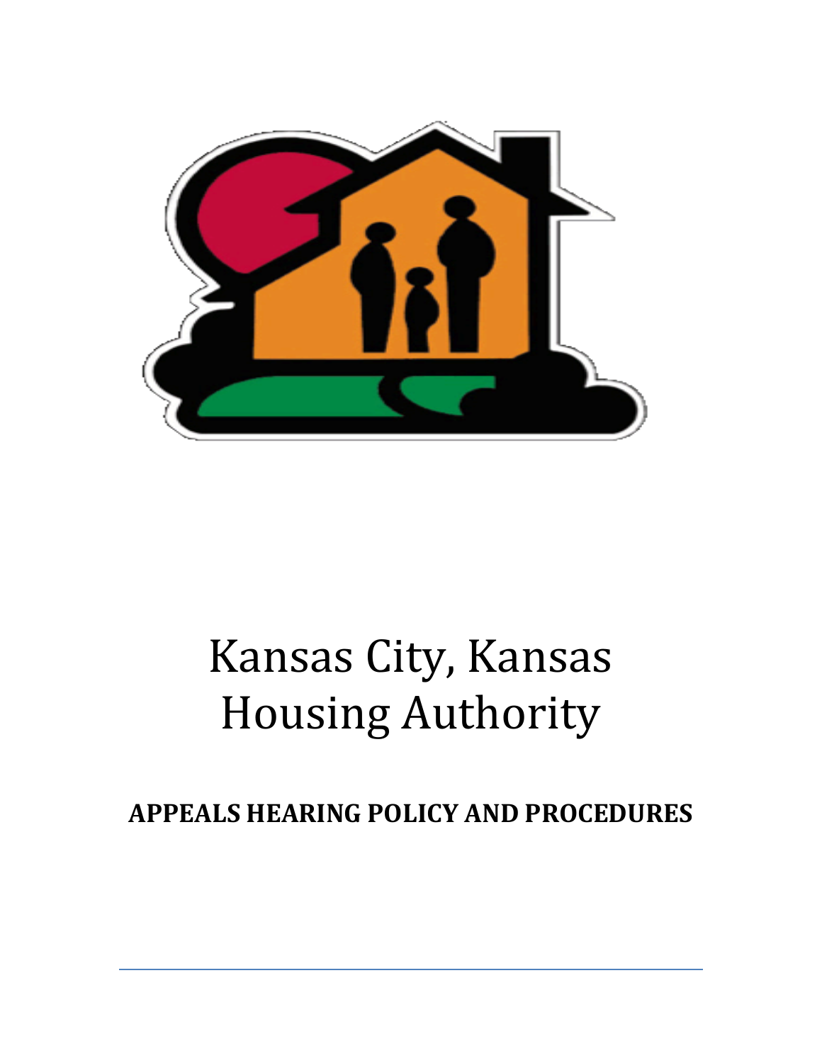# Kansas City, Kansas Housing Authority

## APPEALS HEARING POLICY AND PROCEDURES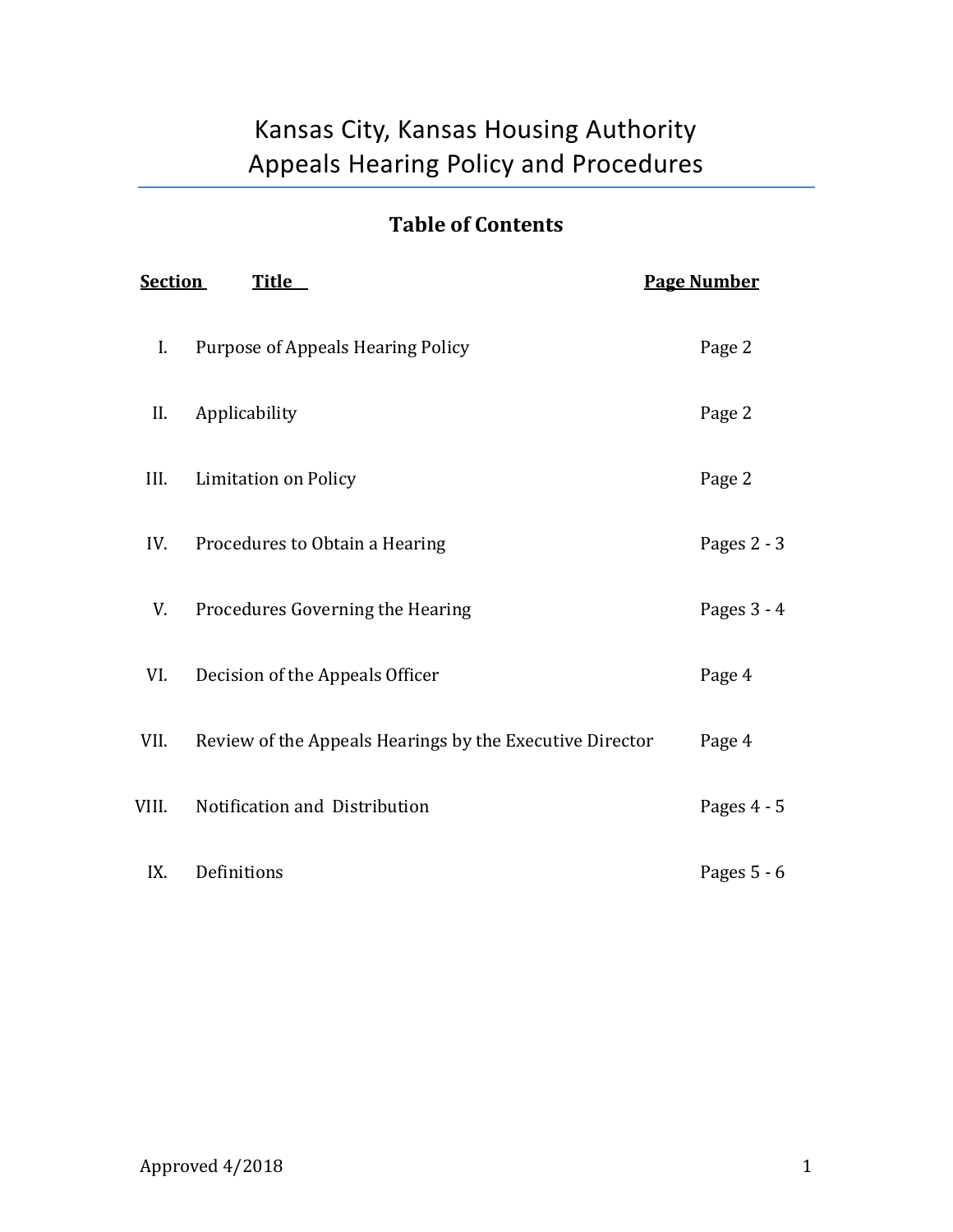# Kansas City, Kansas Housing Authority
# Appeals Hearing Policy and Procedures

## Table of Contents

| Section | Title | Page Number |
|---|---|---|
| I. | Purpose of Appeals Hearing Policy | Page 2 |
| II. | Applicability | Page 2 |
| III. | Limitation on Policy | Page 2 |
| IV. | Procedures to Obtain a Hearing | Pages 2 - 3 |
| V. | Procedures Governing the Hearing | Pages 3 - 4 |
| VI. | Decision of the Appeals Officer | Page 4 |
| VII. | Review of the Appeals Hearings by the Executive Director | Page 4 |
| VIII. | Notification and Distribution | Pages 4 - 5 |
| IX. | Definitions | Pages 5 - 6 |

Approved 4/2018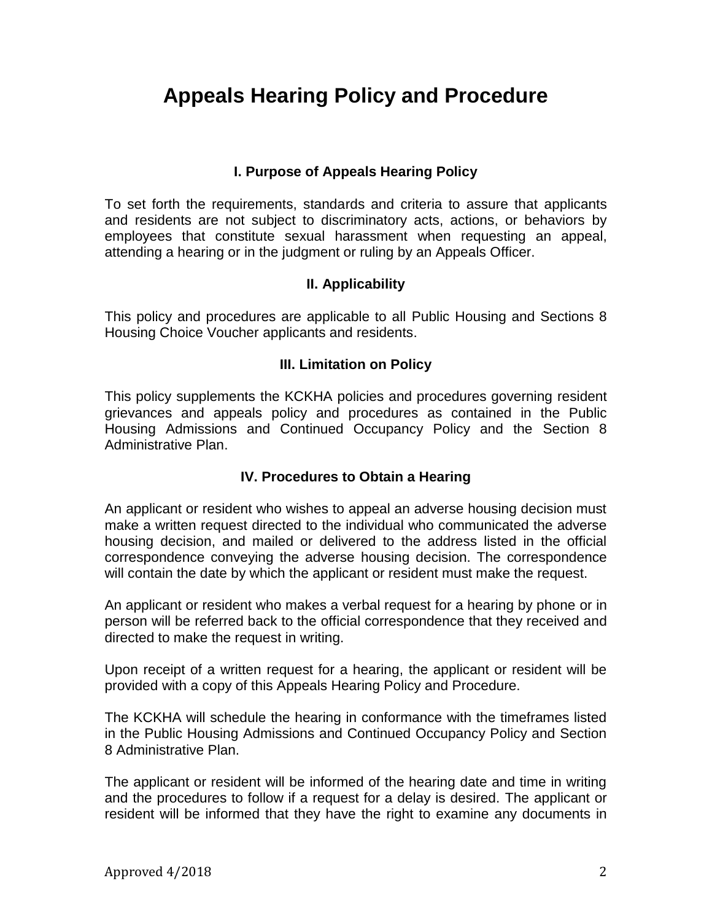# Appeals Hearing Policy and Procedure

### I. Purpose of Appeals Hearing Policy

To set forth the requirements, standards and criteria to assure that applicants and residents are not subject to discriminatory acts, actions, or behaviors by employees that constitute sexual harassment when requesting an appeal, attending a hearing or in the judgment or ruling by an Appeals Officer.

### II. Applicability

This policy and procedures are applicable to all Public Housing and Sections 8 Housing Choice Voucher applicants and residents.

### III. Limitation on Policy

This policy supplements the KCKHA policies and procedures governing resident grievances and appeals policy and procedures as contained in the Public Housing Admissions and Continued Occupancy Policy and the Section 8 Administrative Plan.

### IV. Procedures to Obtain a Hearing

An applicant or resident who wishes to appeal an adverse housing decision must make a written request directed to the individual who communicated the adverse housing decision, and mailed or delivered to the address listed in the official correspondence conveying the adverse housing decision. The correspondence will contain the date by which the applicant or resident must make the request.

An applicant or resident who makes a verbal request for a hearing by phone or in person will be referred back to the official correspondence that they received and directed to make the request in writing.

Upon receipt of a written request for a hearing, the applicant or resident will be provided with a copy of this Appeals Hearing Policy and Procedure.

The KCKHA will schedule the hearing in conformance with the timeframes listed in the Public Housing Admissions and Continued Occupancy Policy and Section 8 Administrative Plan.

The applicant or resident will be informed of the hearing date and time in writing and the procedures to follow if a request for a delay is desired. The applicant or resident will be informed that they have the right to examine any documents in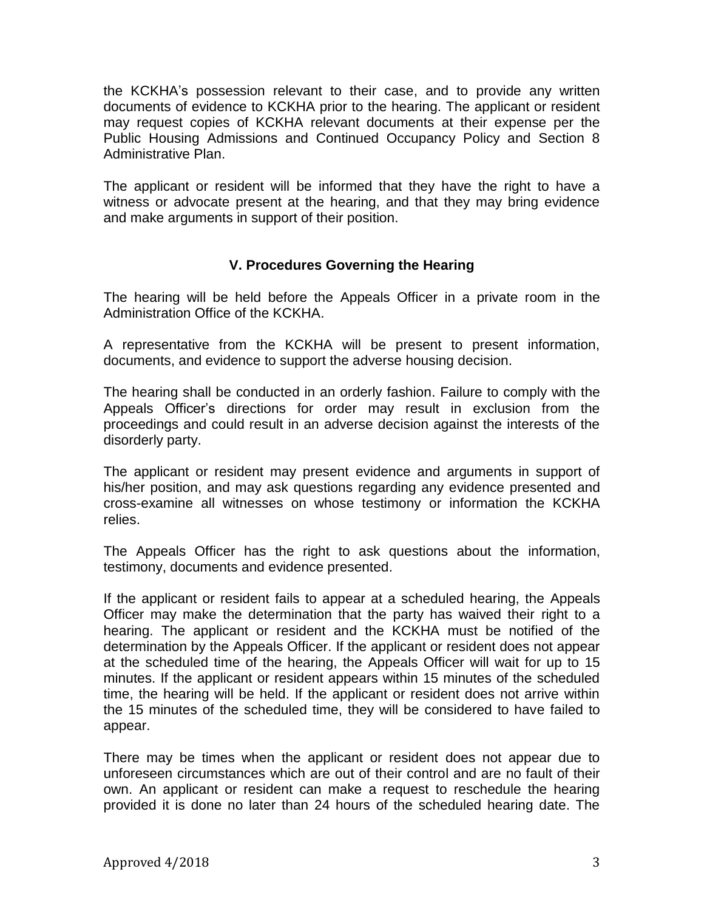the KCKHA's possession relevant to their case, and to provide any written documents of evidence to KCKHA prior to the hearing. The applicant or resident may request copies of KCKHA relevant documents at their expense per the Public Housing Admissions and Continued Occupancy Policy and Section 8 Administrative Plan.

The applicant or resident will be informed that they have the right to have a witness or advocate present at the hearing, and that they may bring evidence and make arguments in support of their position.

## V. Procedures Governing the Hearing

The hearing will be held before the Appeals Officer in a private room in the Administration Office of the KCKHA.

A representative from the KCKHA will be present to present information, documents, and evidence to support the adverse housing decision.

The hearing shall be conducted in an orderly fashion. Failure to comply with the Appeals Officer's directions for order may result in exclusion from the proceedings and could result in an adverse decision against the interests of the disorderly party.

The applicant or resident may present evidence and arguments in support of his/her position, and may ask questions regarding any evidence presented and cross-examine all witnesses on whose testimony or information the KCKHA relies.

The Appeals Officer has the right to ask questions about the information, testimony, documents and evidence presented.

If the applicant or resident fails to appear at a scheduled hearing, the Appeals Officer may make the determination that the party has waived their right to a hearing. The applicant or resident and the KCKHA must be notified of the determination by the Appeals Officer. If the applicant or resident does not appear at the scheduled time of the hearing, the Appeals Officer will wait for up to 15 minutes. If the applicant or resident appears within 15 minutes of the scheduled time, the hearing will be held. If the applicant or resident does not arrive within the 15 minutes of the scheduled time, they will be considered to have failed to appear.

There may be times when the applicant or resident does not appear due to unforeseen circumstances which are out of their control and are no fault of their own. An applicant or resident can make a request to reschedule the hearing provided it is done no later than 24 hours of the scheduled hearing date. The

Approved 4/2018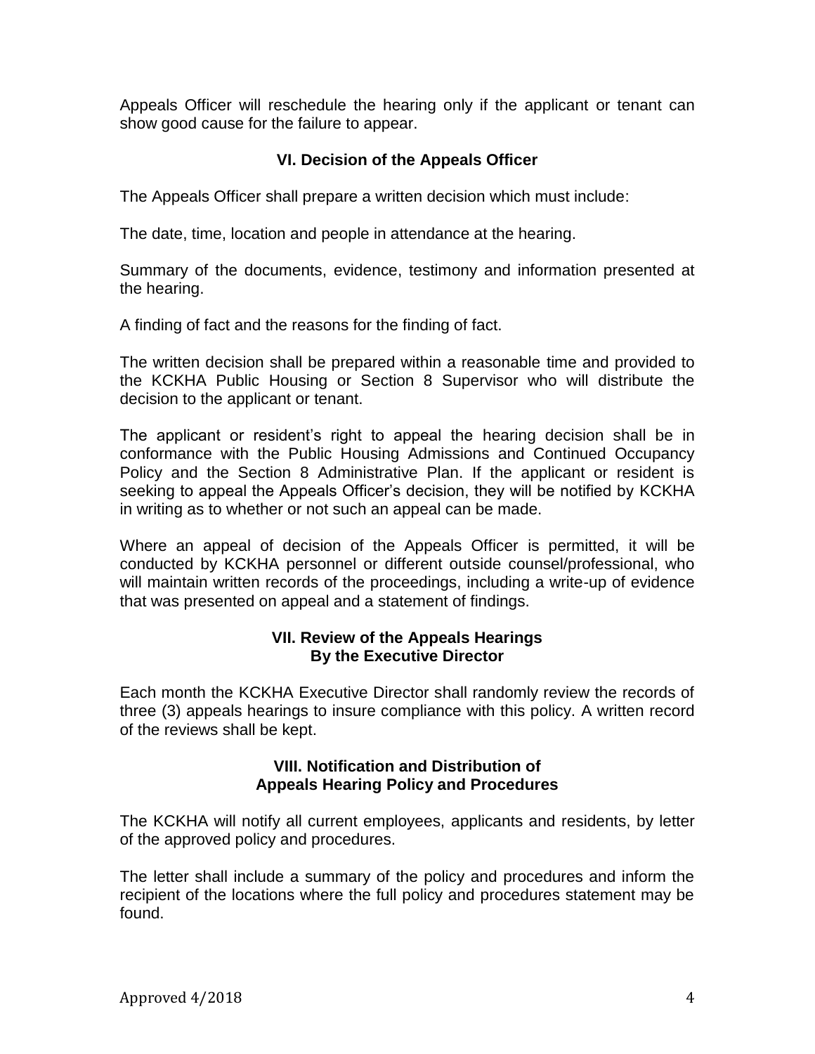Appeals Officer will reschedule the hearing only if the applicant or tenant can show good cause for the failure to appear.

## VI. Decision of the Appeals Officer

The Appeals Officer shall prepare a written decision which must include:

The date, time, location and people in attendance at the hearing.

Summary of the documents, evidence, testimony and information presented at the hearing.

A finding of fact and the reasons for the finding of fact.

The written decision shall be prepared within a reasonable time and provided to the KCKHA Public Housing or Section 8 Supervisor who will distribute the decision to the applicant or tenant.

The applicant or resident's right to appeal the hearing decision shall be in conformance with the Public Housing Admissions and Continued Occupancy Policy and the Section 8 Administrative Plan. If the applicant or resident is seeking to appeal the Appeals Officer's decision, they will be notified by KCKHA in writing as to whether or not such an appeal can be made.

Where an appeal of decision of the Appeals Officer is permitted, it will be conducted by KCKHA personnel or different outside counsel/professional, who will maintain written records of the proceedings, including a write-up of evidence that was presented on appeal and a statement of findings.

## VII. Review of the Appeals Hearings By the Executive Director

Each month the KCKHA Executive Director shall randomly review the records of three (3) appeals hearings to insure compliance with this policy. A written record of the reviews shall be kept.

## VIII. Notification and Distribution of Appeals Hearing Policy and Procedures

The KCKHA will notify all current employees, applicants and residents, by letter of the approved policy and procedures.

The letter shall include a summary of the policy and procedures and inform the recipient of the locations where the full policy and procedures statement may be found.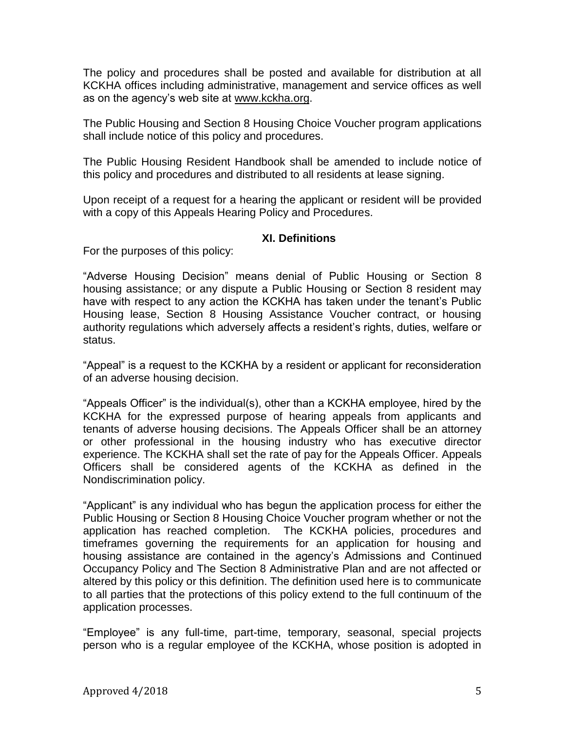The policy and procedures shall be posted and available for distribution at all KCKHA offices including administrative, management and service offices as well as on the agency's web site at www.kckha.org.

The Public Housing and Section 8 Housing Choice Voucher program applications shall include notice of this policy and procedures.

The Public Housing Resident Handbook shall be amended to include notice of this policy and procedures and distributed to all residents at lease signing.

Upon receipt of a request for a hearing the applicant or resident will be provided with a copy of this Appeals Hearing Policy and Procedures.

## XI. Definitions

For the purposes of this policy:

"Adverse Housing Decision" means denial of Public Housing or Section 8 housing assistance; or any dispute a Public Housing or Section 8 resident may have with respect to any action the KCKHA has taken under the tenant's Public Housing lease, Section 8 Housing Assistance Voucher contract, or housing authority regulations which adversely affects a resident's rights, duties, welfare or status.

"Appeal" is a request to the KCKHA by a resident or applicant for reconsideration of an adverse housing decision.

"Appeals Officer" is the individual(s), other than a KCKHA employee, hired by the KCKHA for the expressed purpose of hearing appeals from applicants and tenants of adverse housing decisions. The Appeals Officer shall be an attorney or other professional in the housing industry who has executive director experience. The KCKHA shall set the rate of pay for the Appeals Officer. Appeals Officers shall be considered agents of the KCKHA as defined in the Nondiscrimination policy.

"Applicant" is any individual who has begun the application process for either the Public Housing or Section 8 Housing Choice Voucher program whether or not the application has reached completion. The KCKHA policies, procedures and timeframes governing the requirements for an application for housing and housing assistance are contained in the agency's Admissions and Continued Occupancy Policy and The Section 8 Administrative Plan and are not affected or altered by this policy or this definition. The definition used here is to communicate to all parties that the protections of this policy extend to the full continuum of the application processes.

"Employee" is any full-time, part-time, temporary, seasonal, special projects person who is a regular employee of the KCKHA, whose position is adopted in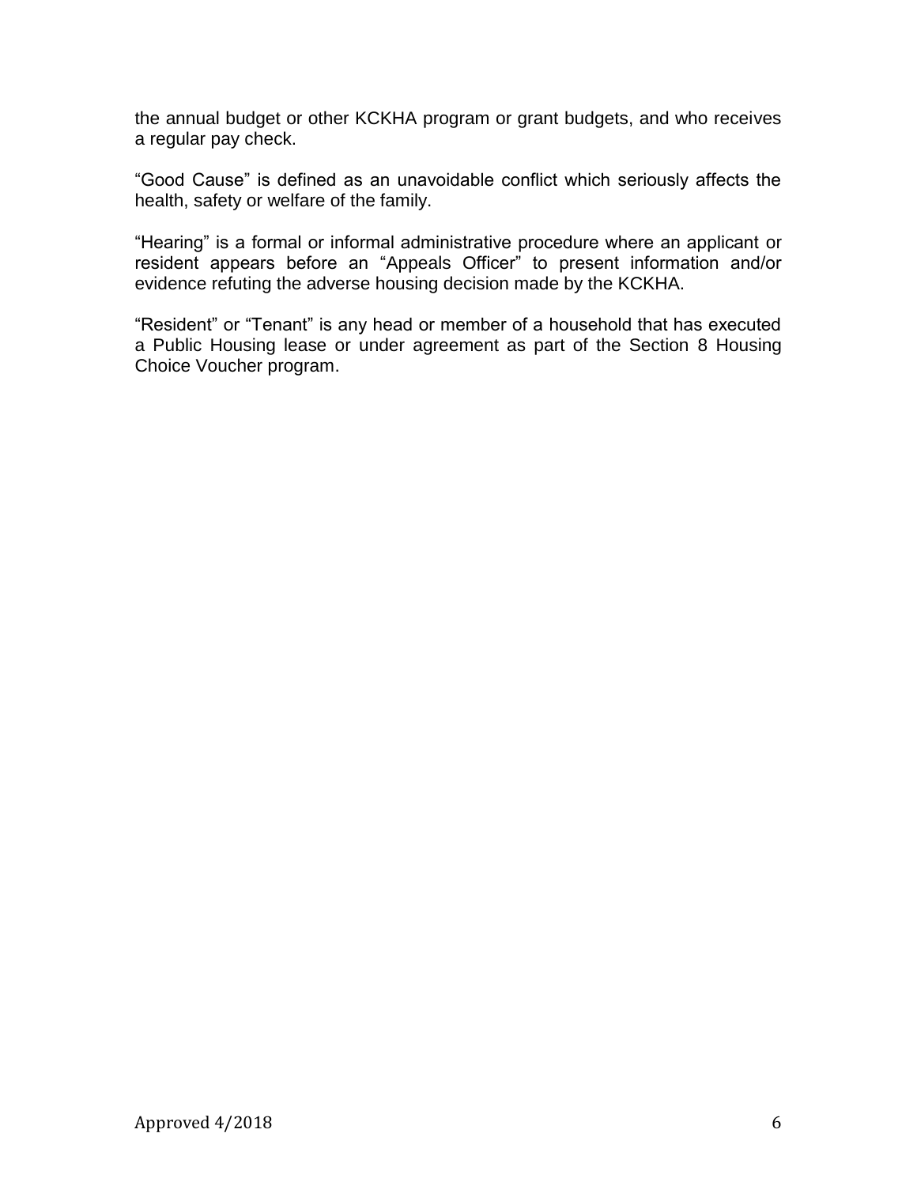the annual budget or other KCKHA program or grant budgets, and who receives a regular pay check.

“Good Cause” is defined as an unavoidable conflict which seriously affects the health, safety or welfare of the family.

“Hearing” is a formal or informal administrative procedure where an applicant or resident appears before an “Appeals Officer” to present information and/or evidence refuting the adverse housing decision made by the KCKHA.

“Resident” or “Tenant” is any head or member of a household that has executed a Public Housing lease or under agreement as part of the Section 8 Housing Choice Voucher program.

Approved 4/2018